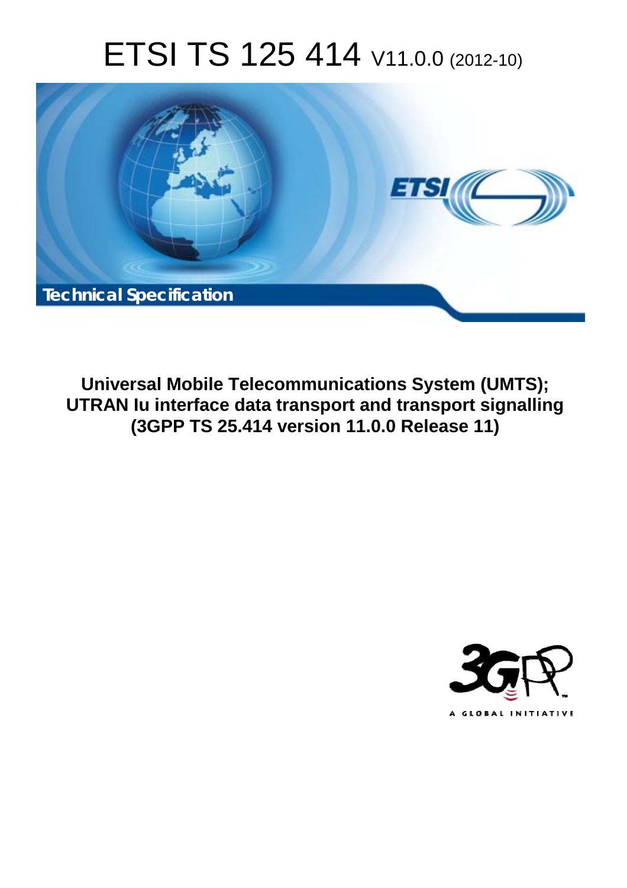# ETSI TS 125 414 V11.0.0 (2012-10)

**Technical Specification**

**Universal Mobile Telecommunications System (UMTS); UTRAN Iu interface data transport and transport signalling (3GPP TS 25.414 version 11.0.0 Release 11)**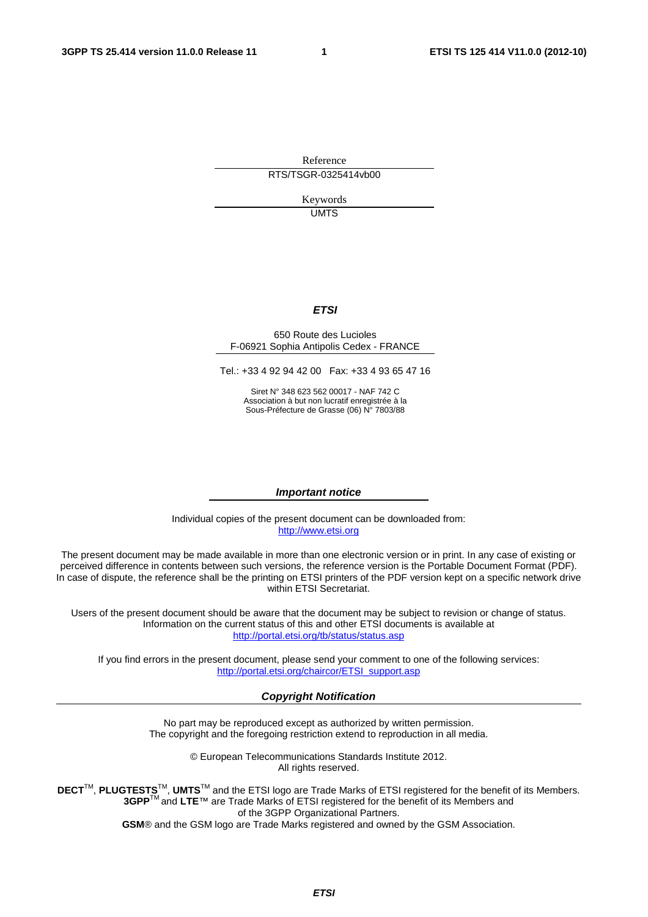Reference

RTS/TSGR-0325414vb00

Keywords

UMTS

***ETSI***

650 Route des Lucioles
F-06921 Sophia Antipolis Cedex - FRANCE

Tel.: +33 4 92 94 42 00 Fax: +33 4 93 65 47 16

Siret N° 348 623 562 00017 - NAF 742 C
Association à but non lucratif enregistrée à la
Sous-Préfecture de Grasse (06) N° 7803/88

***Important notice***

Individual copies of the present document can be downloaded from:
http://www.etsi.org

The present document may be made available in more than one electronic version or in print. In any case of existing or perceived difference in contents between such versions, the reference version is the Portable Document Format (PDF). In case of dispute, the reference shall be the printing on ETSI printers of the PDF version kept on a specific network drive within ETSI Secretariat.

Users of the present document should be aware that the document may be subject to revision or change of status. Information on the current status of this and other ETSI documents is available at
http://portal.etsi.org/tb/status/status.asp

If you find errors in the present document, please send your comment to one of the following services:
http://portal.etsi.org/chaircor/ETSI_support.asp

***Copyright Notification***

No part may be reproduced except as authorized by written permission.
The copyright and the foregoing restriction extend to reproduction in all media.

© European Telecommunications Standards Institute 2012.
All rights reserved.

**DECT**TM, **PLUGTESTS**TM, **UMTS**TM and the ETSI logo are Trade Marks of ETSI registered for the benefit of its Members.
**3GPP**TM and **LTE**™ are Trade Marks of ETSI registered for the benefit of its Members and of the 3GPP Organizational Partners.
**GSM**® and the GSM logo are Trade Marks registered and owned by the GSM Association.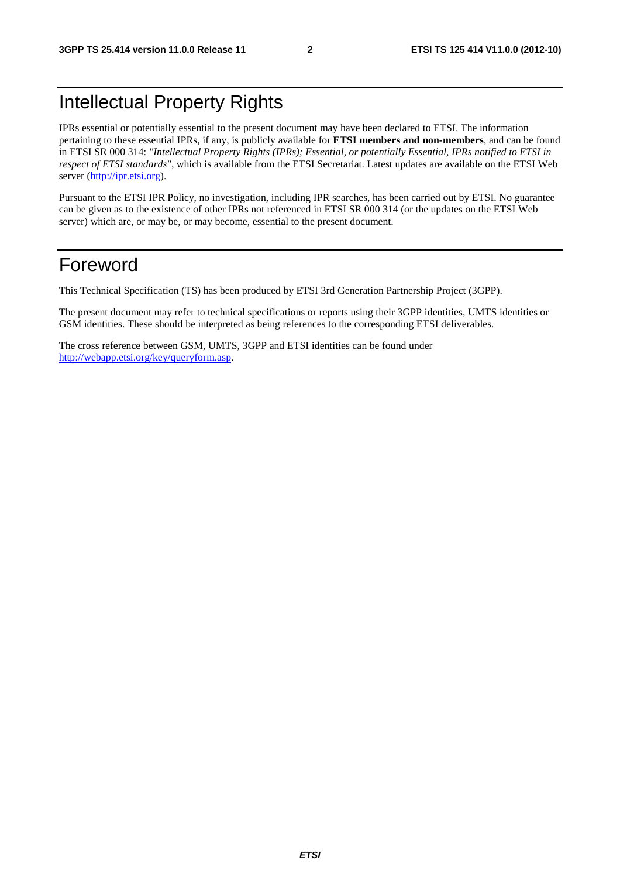# Intellectual Property Rights

IPRs essential or potentially essential to the present document may have been declared to ETSI. The information pertaining to these essential IPRs, if any, is publicly available for **ETSI members and non-members**, and can be found in ETSI SR 000 314: *"Intellectual Property Rights (IPRs); Essential, or potentially Essential, IPRs notified to ETSI in respect of ETSI standards"*, which is available from the ETSI Secretariat. Latest updates are available on the ETSI Web server (http://ipr.etsi.org).

Pursuant to the ETSI IPR Policy, no investigation, including IPR searches, has been carried out by ETSI. No guarantee can be given as to the existence of other IPRs not referenced in ETSI SR 000 314 (or the updates on the ETSI Web server) which are, or may be, or may become, essential to the present document.

# Foreword

This Technical Specification (TS) has been produced by ETSI 3rd Generation Partnership Project (3GPP).

The present document may refer to technical specifications or reports using their 3GPP identities, UMTS identities or GSM identities. These should be interpreted as being references to the corresponding ETSI deliverables.

The cross reference between GSM, UMTS, 3GPP and ETSI identities can be found under http://webapp.etsi.org/key/queryform.asp.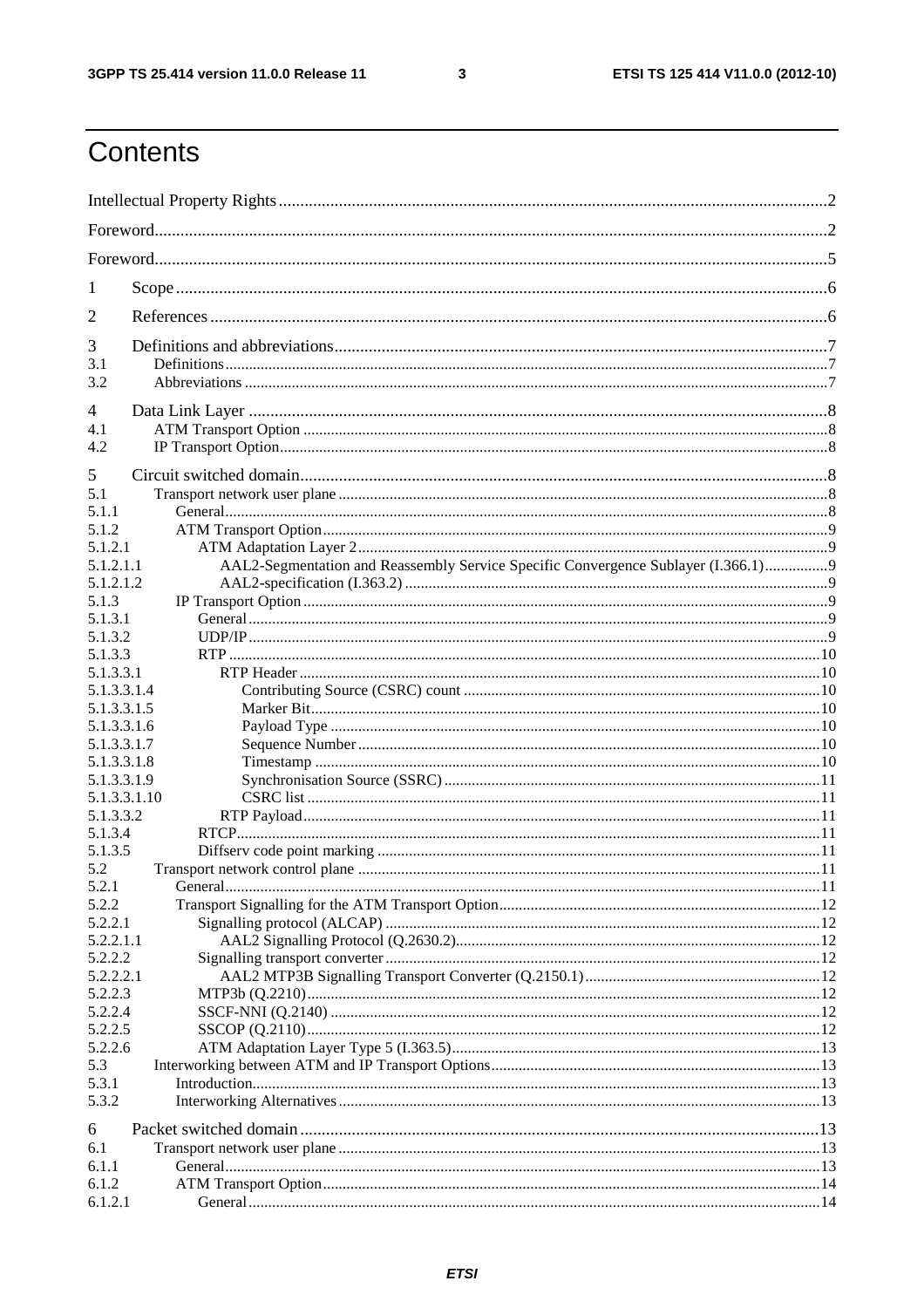# Contents

Intellectual Property Rights ..... 2

Foreword ..... 2

Foreword ..... 5

1 Scope ..... 6

2 References ..... 6

3 Definitions and abbreviations ..... 7
3.1 Definitions ..... 7
3.2 Abbreviations ..... 7

4 Data Link Layer ..... 8
4.1 ATM Transport Option ..... 8
4.2 IP Transport Option ..... 8

5 Circuit switched domain ..... 8
5.1 Transport network user plane ..... 8
5.1.1 General ..... 8
5.1.2 ATM Transport Option ..... 9
5.1.2.1 ATM Adaptation Layer 2 ..... 9
5.1.2.1.1 AAL2-Segmentation and Reassembly Service Specific Convergence Sublayer (I.366.1) ..... 9
5.1.2.1.2 AAL2-specification (I.363.2) ..... 9
5.1.3 IP Transport Option ..... 9
5.1.3.1 General ..... 9
5.1.3.2 UDP/IP ..... 9
5.1.3.3 RTP ..... 10
5.1.3.3.1 RTP Header ..... 10
5.1.3.3.1.4 Contributing Source (CSRC) count ..... 10
5.1.3.3.1.5 Marker Bit ..... 10
5.1.3.3.1.6 Payload Type ..... 10
5.1.3.3.1.7 Sequence Number ..... 10
5.1.3.3.1.8 Timestamp ..... 10
5.1.3.3.1.9 Synchronisation Source (SSRC) ..... 11
5.1.3.3.1.10 CSRC list ..... 11
5.1.3.3.2 RTP Payload ..... 11
5.1.3.4 RTCP ..... 11
5.1.3.5 Diffserv code point marking ..... 11
5.2 Transport network control plane ..... 11
5.2.1 General ..... 11
5.2.2 Transport Signalling for the ATM Transport Option ..... 12
5.2.2.1 Signalling protocol (ALCAP) ..... 12
5.2.2.1.1 AAL2 Signalling Protocol (Q.2630.2) ..... 12
5.2.2.2 Signalling transport converter ..... 12
5.2.2.2.1 AAL2 MTP3B Signalling Transport Converter (Q.2150.1) ..... 12
5.2.2.3 MTP3b (Q.2210) ..... 12
5.2.2.4 SSCF-NNI (Q.2140) ..... 12
5.2.2.5 SSCOP (Q.2110) ..... 12
5.2.2.6 ATM Adaptation Layer Type 5 (I.363.5) ..... 13
5.3 Interworking between ATM and IP Transport Options ..... 13
5.3.1 Introduction ..... 13
5.3.2 Interworking Alternatives ..... 13

6 Packet switched domain ..... 13
6.1 Transport network user plane ..... 13
6.1.1 General ..... 13
6.1.2 ATM Transport Option ..... 14
6.1.2.1 General ..... 14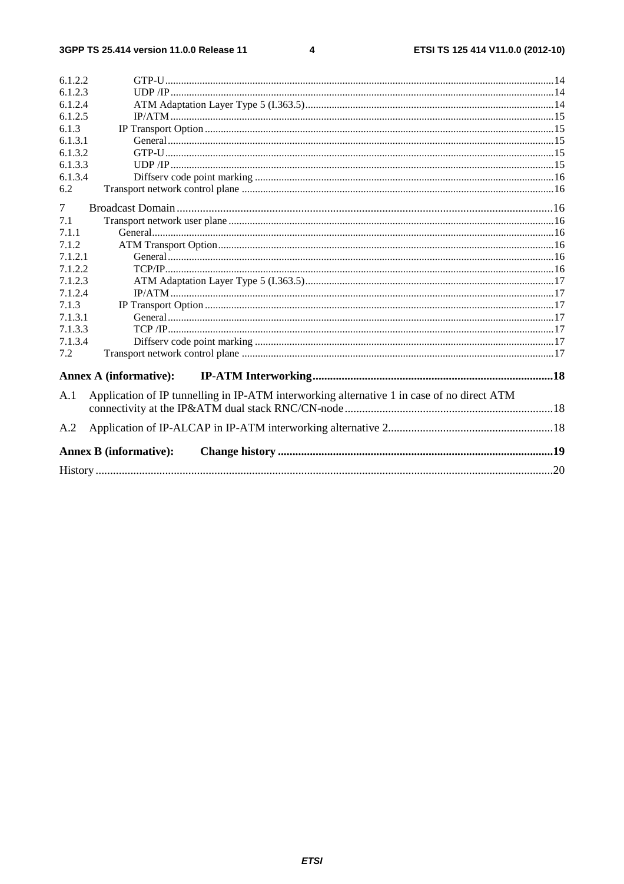6.1.2.2 GTP-U ..... 14
6.1.2.3 UDP /IP ..... 14
6.1.2.4 ATM Adaptation Layer Type 5 (I.363.5) ..... 14
6.1.2.5 IP/ATM ..... 15
6.1.3 IP Transport Option ..... 15
6.1.3.1 General ..... 15
6.1.3.2 GTP-U ..... 15
6.1.3.3 UDP /IP ..... 15
6.1.3.4 Diffserv code point marking ..... 16
6.2 Transport network control plane ..... 16

7 Broadcast Domain ..... 16
7.1 Transport network user plane ..... 16
7.1.1 General ..... 16
7.1.2 ATM Transport Option ..... 16
7.1.2.1 General ..... 16
7.1.2.2 TCP/IP ..... 16
7.1.2.3 ATM Adaptation Layer Type 5 (I.363.5) ..... 17
7.1.2.4 IP/ATM ..... 17
7.1.3 IP Transport Option ..... 17
7.1.3.1 General ..... 17
7.1.3.3 TCP /IP ..... 17
7.1.3.4 Diffserv code point marking ..... 17
7.2 Transport network control plane ..... 17

**Annex A (informative): IP-ATM Interworking ..... 18**

A.1 Application of IP tunnelling in IP-ATM interworking alternative 1 in case of no direct ATM connectivity at the IP&ATM dual stack RNC/CN-node ..... 18

A.2 Application of IP-ALCAP in IP-ATM interworking alternative 2 ..... 18

**Annex B (informative): Change history ..... 19**

History ..... 20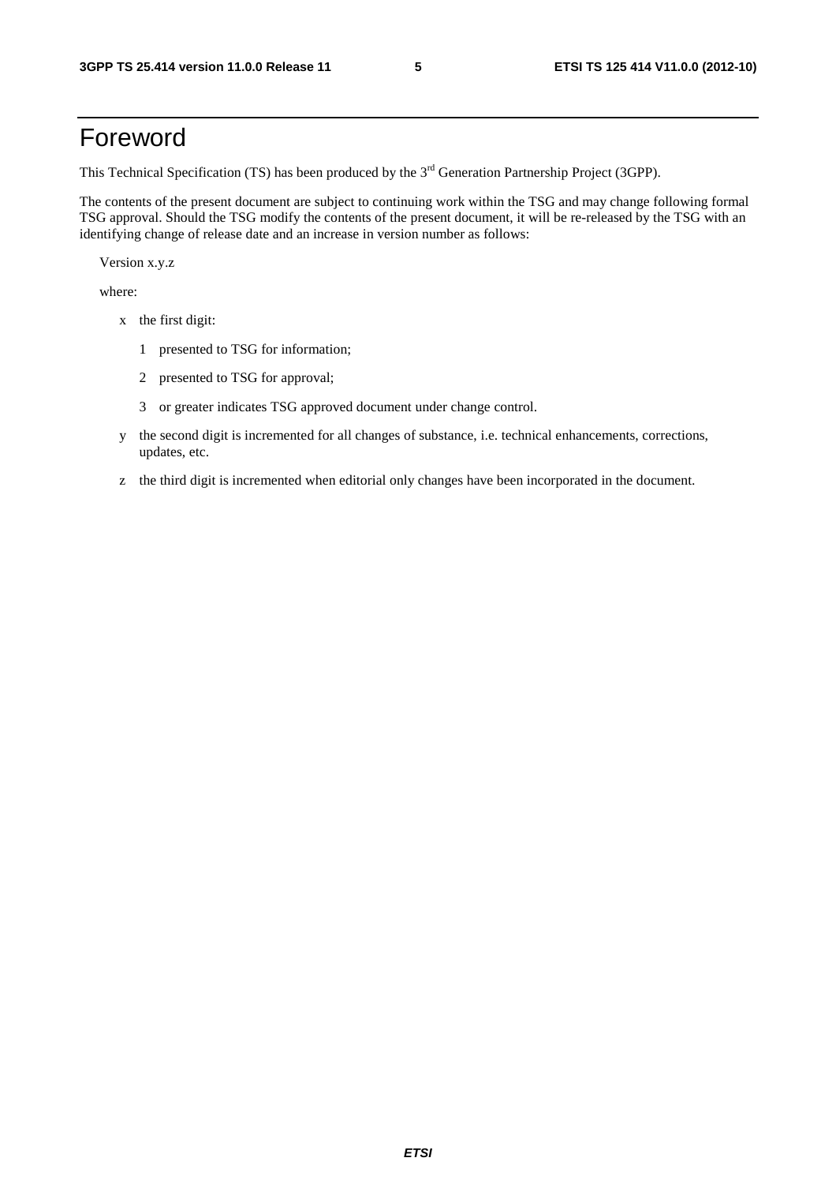# Foreword

This Technical Specification (TS) has been produced by the 3rd Generation Partnership Project (3GPP).

The contents of the present document are subject to continuing work within the TSG and may change following formal TSG approval. Should the TSG modify the contents of the present document, it will be re-released by the TSG with an identifying change of release date and an increase in version number as follows:

Version x.y.z

where:

- x the first digit:
  - 1 presented to TSG for information;
  - 2 presented to TSG for approval;
  - 3 or greater indicates TSG approved document under change control.
- y the second digit is incremented for all changes of substance, i.e. technical enhancements, corrections, updates, etc.
- z the third digit is incremented when editorial only changes have been incorporated in the document.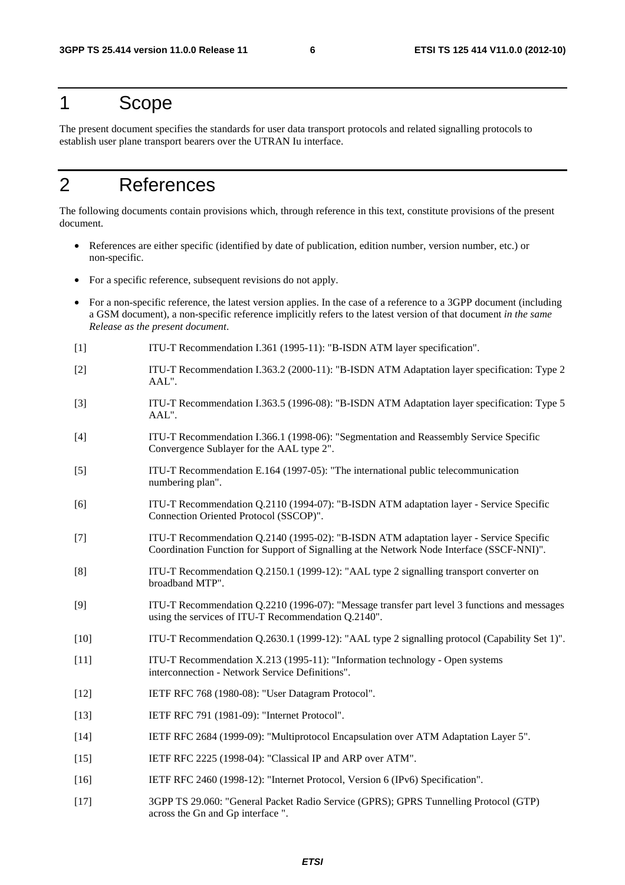# 1 Scope

The present document specifies the standards for user data transport protocols and related signalling protocols to establish user plane transport bearers over the UTRAN Iu interface.

# 2 References

The following documents contain provisions which, through reference in this text, constitute provisions of the present document.

- References are either specific (identified by date of publication, edition number, version number, etc.) or non-specific.
- For a specific reference, subsequent revisions do not apply.
- For a non-specific reference, the latest version applies. In the case of a reference to a 3GPP document (including a GSM document), a non-specific reference implicitly refers to the latest version of that document *in the same Release as the present document*.

[1] ITU-T Recommendation I.361 (1995-11): "B-ISDN ATM layer specification".

[2] ITU-T Recommendation I.363.2 (2000-11): "B-ISDN ATM Adaptation layer specification: Type 2 AAL".

[3] ITU-T Recommendation I.363.5 (1996-08): "B-ISDN ATM Adaptation layer specification: Type 5 AAL".

[4] ITU-T Recommendation I.366.1 (1998-06): "Segmentation and Reassembly Service Specific Convergence Sublayer for the AAL type 2".

[5] ITU-T Recommendation E.164 (1997-05): "The international public telecommunication numbering plan".

[6] ITU-T Recommendation Q.2110 (1994-07): "B-ISDN ATM adaptation layer - Service Specific Connection Oriented Protocol (SSCOP)".

[7] ITU-T Recommendation Q.2140 (1995-02): "B-ISDN ATM adaptation layer - Service Specific Coordination Function for Support of Signalling at the Network Node Interface (SSCF-NNI)".

[8] ITU-T Recommendation Q.2150.1 (1999-12): "AAL type 2 signalling transport converter on broadband MTP".

[9] ITU-T Recommendation Q.2210 (1996-07): "Message transfer part level 3 functions and messages using the services of ITU-T Recommendation Q.2140".

[10] ITU-T Recommendation Q.2630.1 (1999-12): "AAL type 2 signalling protocol (Capability Set 1)".

[11] ITU-T Recommendation X.213 (1995-11): "Information technology - Open systems interconnection - Network Service Definitions".

[12] IETF RFC 768 (1980-08): "User Datagram Protocol".

[13] IETF RFC 791 (1981-09): "Internet Protocol".

[14] IETF RFC 2684 (1999-09): "Multiprotocol Encapsulation over ATM Adaptation Layer 5".

[15] IETF RFC 2225 (1998-04): "Classical IP and ARP over ATM".

[16] IETF RFC 2460 (1998-12): "Internet Protocol, Version 6 (IPv6) Specification".

[17] 3GPP TS 29.060: "General Packet Radio Service (GPRS); GPRS Tunnelling Protocol (GTP) across the Gn and Gp interface ".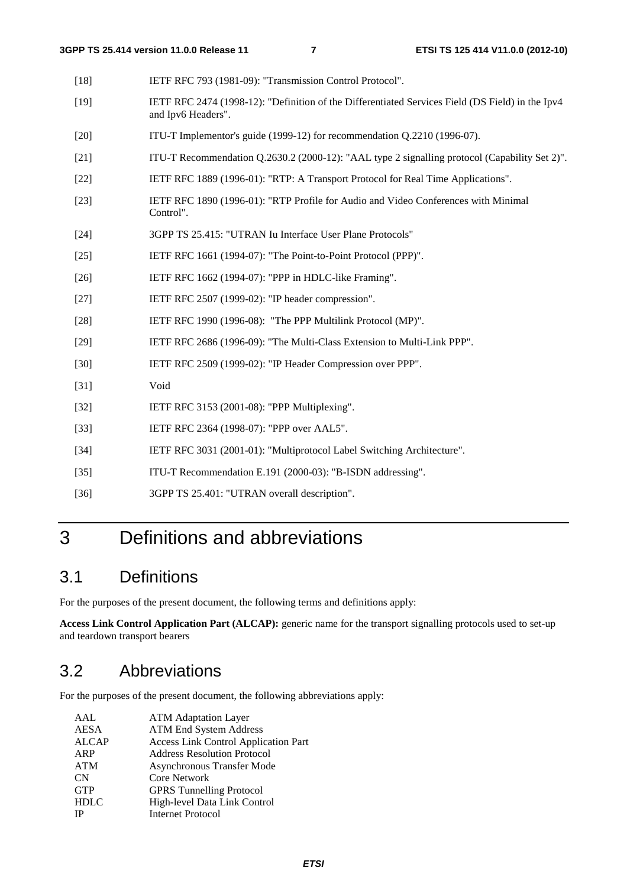[18] IETF RFC 793 (1981-09): "Transmission Control Protocol".

[19] IETF RFC 2474 (1998-12): "Definition of the Differentiated Services Field (DS Field) in the Ipv4 and Ipv6 Headers".

[20] ITU-T Implementor's guide (1999-12) for recommendation Q.2210 (1996-07).

[21] ITU-T Recommendation Q.2630.2 (2000-12): "AAL type 2 signalling protocol (Capability Set 2)".

[22] IETF RFC 1889 (1996-01): "RTP: A Transport Protocol for Real Time Applications".

[23] IETF RFC 1890 (1996-01): "RTP Profile for Audio and Video Conferences with Minimal Control".

[24] 3GPP TS 25.415: "UTRAN Iu Interface User Plane Protocols"

[25] IETF RFC 1661 (1994-07): "The Point-to-Point Protocol (PPP)".

[26] IETF RFC 1662 (1994-07): "PPP in HDLC-like Framing".

[27] IETF RFC 2507 (1999-02): "IP header compression".

[28] IETF RFC 1990 (1996-08): "The PPP Multilink Protocol (MP)".

[29] IETF RFC 2686 (1996-09): "The Multi-Class Extension to Multi-Link PPP".

[30] IETF RFC 2509 (1999-02): "IP Header Compression over PPP".

[31] Void

[32] IETF RFC 3153 (2001-08): "PPP Multiplexing".

[33] IETF RFC 2364 (1998-07): "PPP over AAL5".

[34] IETF RFC 3031 (2001-01): "Multiprotocol Label Switching Architecture".

[35] ITU-T Recommendation E.191 (2000-03): "B-ISDN addressing".

[36] 3GPP TS 25.401: "UTRAN overall description".

# 3 Definitions and abbreviations

## 3.1 Definitions

For the purposes of the present document, the following terms and definitions apply:

**Access Link Control Application Part (ALCAP):** generic name for the transport signalling protocols used to set-up and teardown transport bearers

## 3.2 Abbreviations

For the purposes of the present document, the following abbreviations apply:

AAL ATM Adaptation Layer
AESA ATM End System Address
ALCAP Access Link Control Application Part
ARP Address Resolution Protocol
ATM Asynchronous Transfer Mode
CN Core Network
GTP GPRS Tunnelling Protocol
HDLC High-level Data Link Control
IP Internet Protocol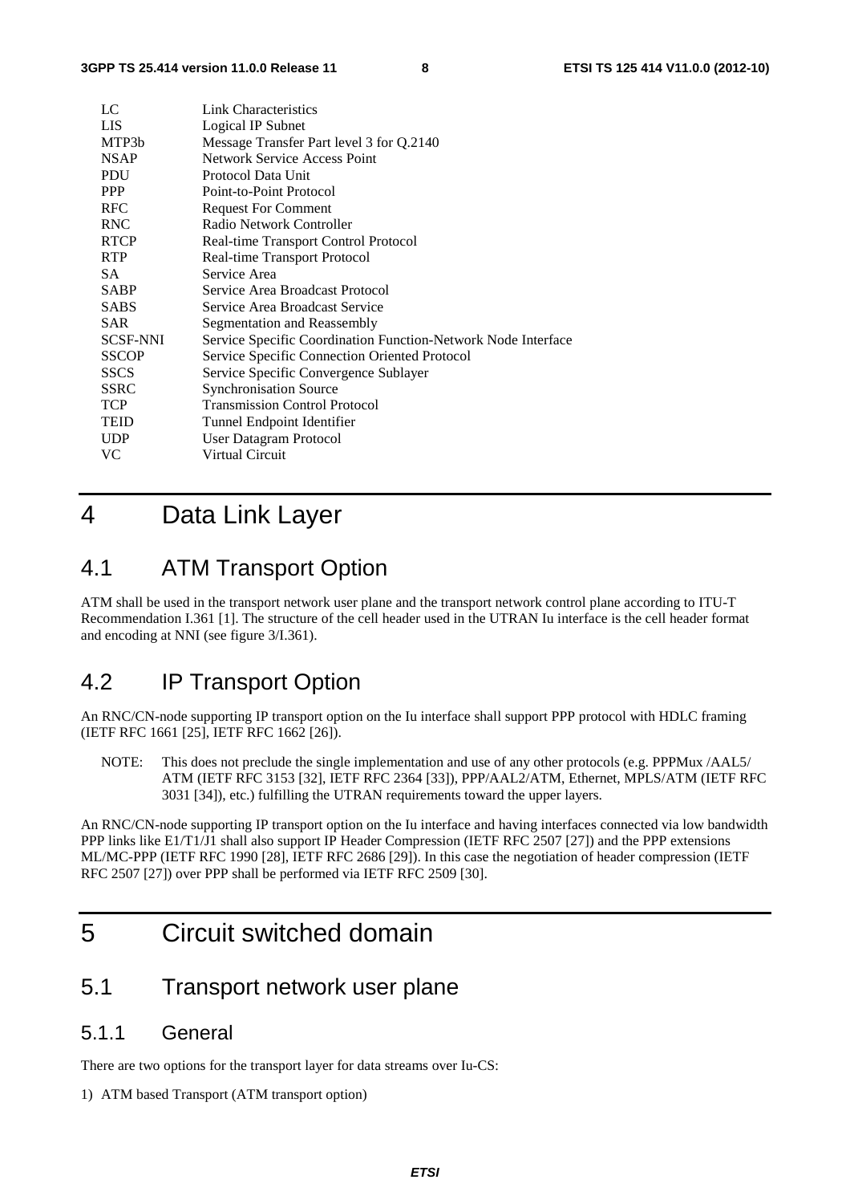| | |
|---|---|
| LC | Link Characteristics |
| LIS | Logical IP Subnet |
| MTP3b | Message Transfer Part level 3 for Q.2140 |
| NSAP | Network Service Access Point |
| PDU | Protocol Data Unit |
| PPP | Point-to-Point Protocol |
| RFC | Request For Comment |
| RNC | Radio Network Controller |
| RTCP | Real-time Transport Control Protocol |
| RTP | Real-time Transport Protocol |
| SA | Service Area |
| SABP | Service Area Broadcast Protocol |
| SABS | Service Area Broadcast Service |
| SAR | Segmentation and Reassembly |
| SCSF-NNI | Service Specific Coordination Function-Network Node Interface |
| SSCOP | Service Specific Connection Oriented Protocol |
| SSCS | Service Specific Convergence Sublayer |
| SSRC | Synchronisation Source |
| TCP | Transmission Control Protocol |
| TEID | Tunnel Endpoint Identifier |
| UDP | User Datagram Protocol |
| VC | Virtual Circuit |

# 4 Data Link Layer

## 4.1 ATM Transport Option

ATM shall be used in the transport network user plane and the transport network control plane according to ITU-T Recommendation I.361 [1]. The structure of the cell header used in the UTRAN Iu interface is the cell header format and encoding at NNI (see figure 3/I.361).

## 4.2 IP Transport Option

An RNC/CN-node supporting IP transport option on the Iu interface shall support PPP protocol with HDLC framing (IETF RFC 1661 [25], IETF RFC 1662 [26]).

NOTE: This does not preclude the single implementation and use of any other protocols (e.g. PPPMux /AAL5/ ATM (IETF RFC 3153 [32], IETF RFC 2364 [33]), PPP/AAL2/ATM, Ethernet, MPLS/ATM (IETF RFC 3031 [34]), etc.) fulfilling the UTRAN requirements toward the upper layers.

An RNC/CN-node supporting IP transport option on the Iu interface and having interfaces connected via low bandwidth PPP links like E1/T1/J1 shall also support IP Header Compression (IETF RFC 2507 [27]) and the PPP extensions ML/MC-PPP (IETF RFC 1990 [28], IETF RFC 2686 [29]). In this case the negotiation of header compression (IETF RFC 2507 [27]) over PPP shall be performed via IETF RFC 2509 [30].

# 5 Circuit switched domain

## 5.1 Transport network user plane

### 5.1.1 General

There are two options for the transport layer for data streams over Iu-CS:

1) ATM based Transport (ATM transport option)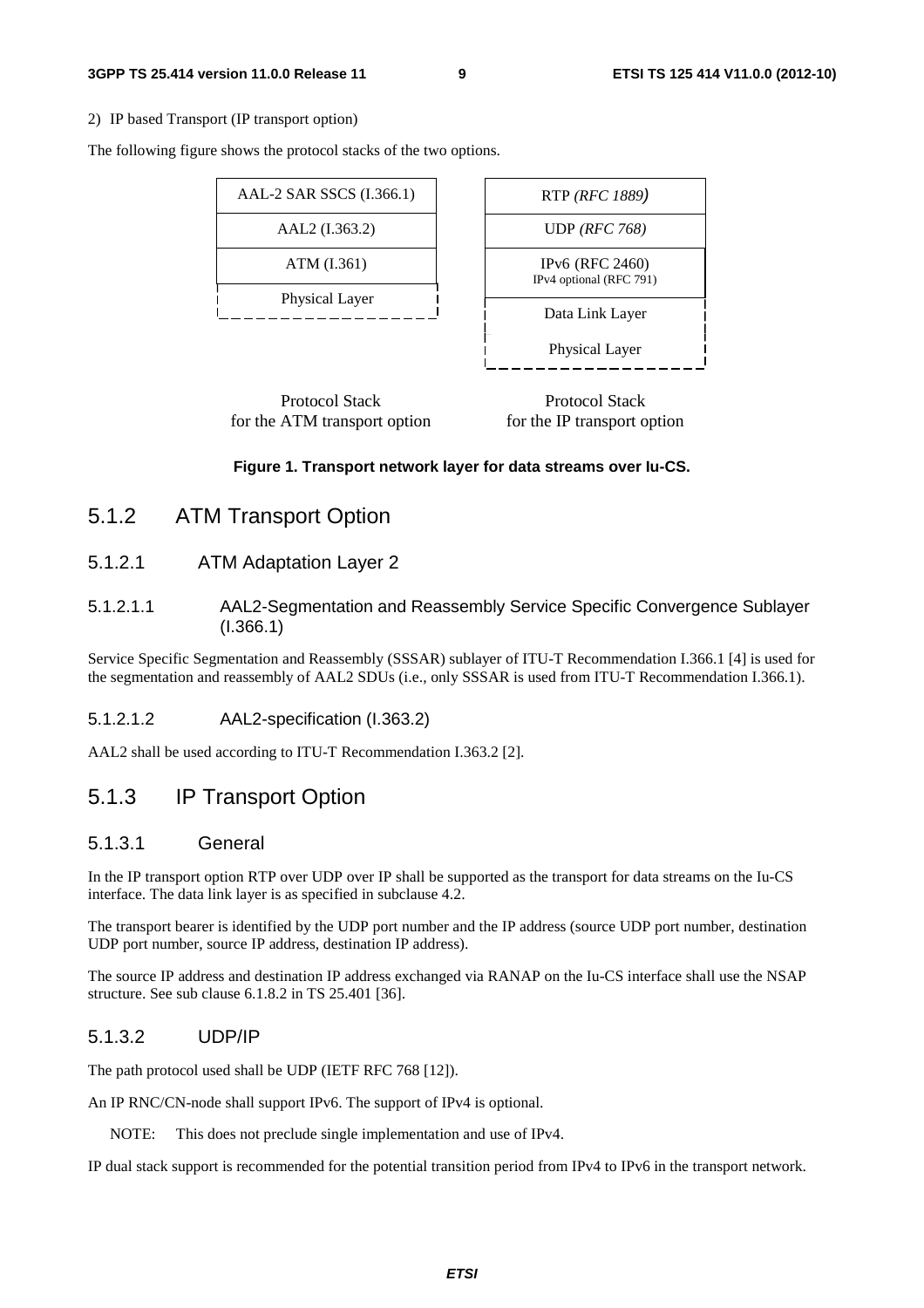2) IP based Transport (IP transport option)

The following figure shows the protocol stacks of the two options.

| Protocol Stack for the ATM transport option |
| --- |
| AAL-2 SAR SSCS (I.366.1) |
| AAL2 (I.363.2) |
| ATM (I.361) |
| Physical Layer |

| Protocol Stack for the IP transport option |
| --- |
| RTP *(RFC 1889)* |
| UDP *(RFC 768)* |
| IPv6 (RFC 2460) IPv4 optional (RFC 791) |
| Data Link Layer |
| Physical Layer |

**Figure 1. Transport network layer for data streams over Iu-CS.**

## 5.1.2 ATM Transport Option

### 5.1.2.1 ATM Adaptation Layer 2

#### 5.1.2.1.1 AAL2-Segmentation and Reassembly Service Specific Convergence Sublayer (I.366.1)

Service Specific Segmentation and Reassembly (SSSAR) sublayer of ITU-T Recommendation I.366.1 [4] is used for the segmentation and reassembly of AAL2 SDUs (i.e., only SSSAR is used from ITU-T Recommendation I.366.1).

#### 5.1.2.1.2 AAL2-specification (I.363.2)

AAL2 shall be used according to ITU-T Recommendation I.363.2 [2].

## 5.1.3 IP Transport Option

### 5.1.3.1 General

In the IP transport option RTP over UDP over IP shall be supported as the transport for data streams on the Iu-CS interface. The data link layer is as specified in subclause 4.2.

The transport bearer is identified by the UDP port number and the IP address (source UDP port number, destination UDP port number, source IP address, destination IP address).

The source IP address and destination IP address exchanged via RANAP on the Iu-CS interface shall use the NSAP structure. See sub clause 6.1.8.2 in TS 25.401 [36].

### 5.1.3.2 UDP/IP

The path protocol used shall be UDP (IETF RFC 768 [12]).

An IP RNC/CN-node shall support IPv6. The support of IPv4 is optional.

NOTE: This does not preclude single implementation and use of IPv4.

IP dual stack support is recommended for the potential transition period from IPv4 to IPv6 in the transport network.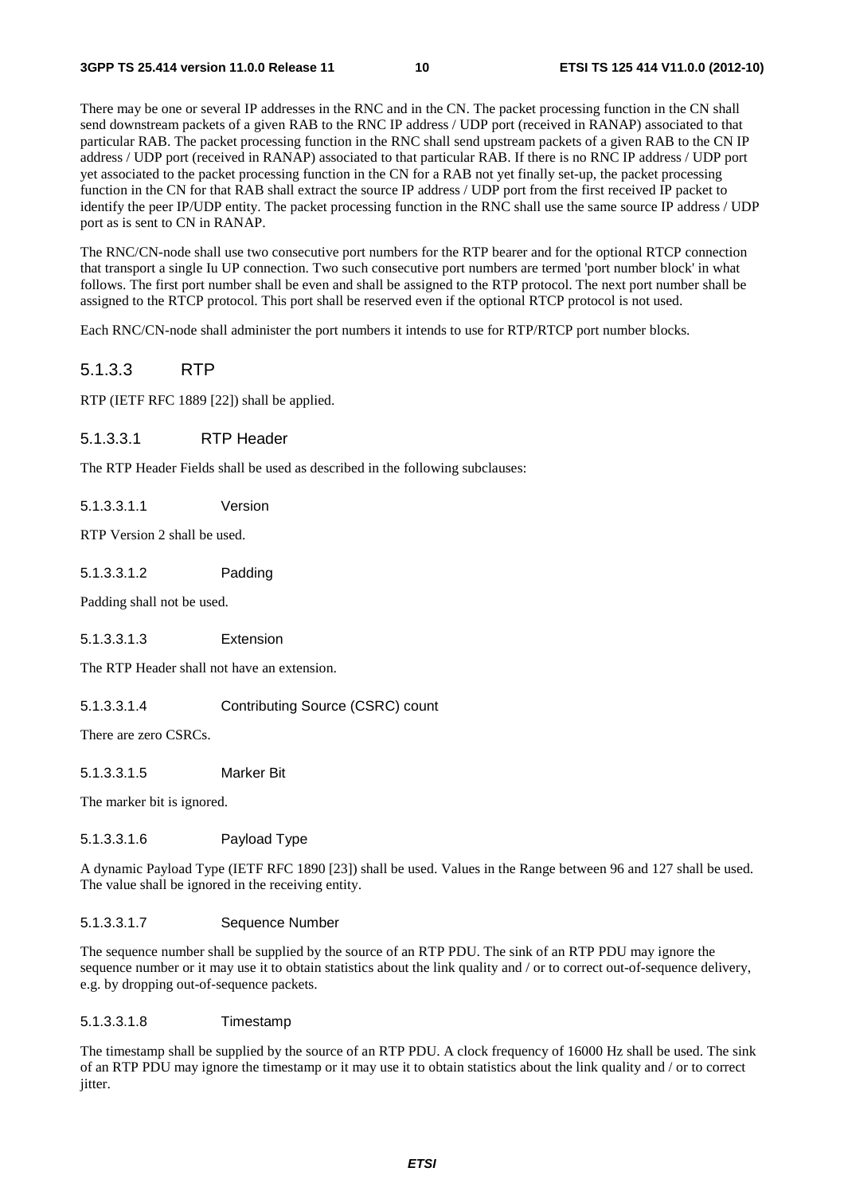There may be one or several IP addresses in the RNC and in the CN. The packet processing function in the CN shall send downstream packets of a given RAB to the RNC IP address / UDP port (received in RANAP) associated to that particular RAB. The packet processing function in the RNC shall send upstream packets of a given RAB to the CN IP address / UDP port (received in RANAP) associated to that particular RAB. If there is no RNC IP address / UDP port yet associated to the packet processing function in the CN for a RAB not yet finally set-up, the packet processing function in the CN for that RAB shall extract the source IP address / UDP port from the first received IP packet to identify the peer IP/UDP entity. The packet processing function in the RNC shall use the same source IP address / UDP port as is sent to CN in RANAP.

The RNC/CN-node shall use two consecutive port numbers for the RTP bearer and for the optional RTCP connection that transport a single Iu UP connection. Two such consecutive port numbers are termed 'port number block' in what follows. The first port number shall be even and shall be assigned to the RTP protocol. The next port number shall be assigned to the RTCP protocol. This port shall be reserved even if the optional RTCP protocol is not used.

Each RNC/CN-node shall administer the port numbers it intends to use for RTP/RTCP port number blocks.

### 5.1.3.3 RTP

RTP (IETF RFC 1889 [22]) shall be applied.

#### 5.1.3.3.1 RTP Header

The RTP Header Fields shall be used as described in the following subclauses:

##### 5.1.3.3.1.1 Version

RTP Version 2 shall be used.

##### 5.1.3.3.1.2 Padding

Padding shall not be used.

##### 5.1.3.3.1.3 Extension

The RTP Header shall not have an extension.

##### 5.1.3.3.1.4 Contributing Source (CSRC) count

There are zero CSRCs.

##### 5.1.3.3.1.5 Marker Bit

The marker bit is ignored.

##### 5.1.3.3.1.6 Payload Type

A dynamic Payload Type (IETF RFC 1890 [23]) shall be used. Values in the Range between 96 and 127 shall be used. The value shall be ignored in the receiving entity.

##### 5.1.3.3.1.7 Sequence Number

The sequence number shall be supplied by the source of an RTP PDU. The sink of an RTP PDU may ignore the sequence number or it may use it to obtain statistics about the link quality and / or to correct out-of-sequence delivery, e.g. by dropping out-of-sequence packets.

##### 5.1.3.3.1.8 Timestamp

The timestamp shall be supplied by the source of an RTP PDU. A clock frequency of 16000 Hz shall be used. The sink of an RTP PDU may ignore the timestamp or it may use it to obtain statistics about the link quality and / or to correct jitter.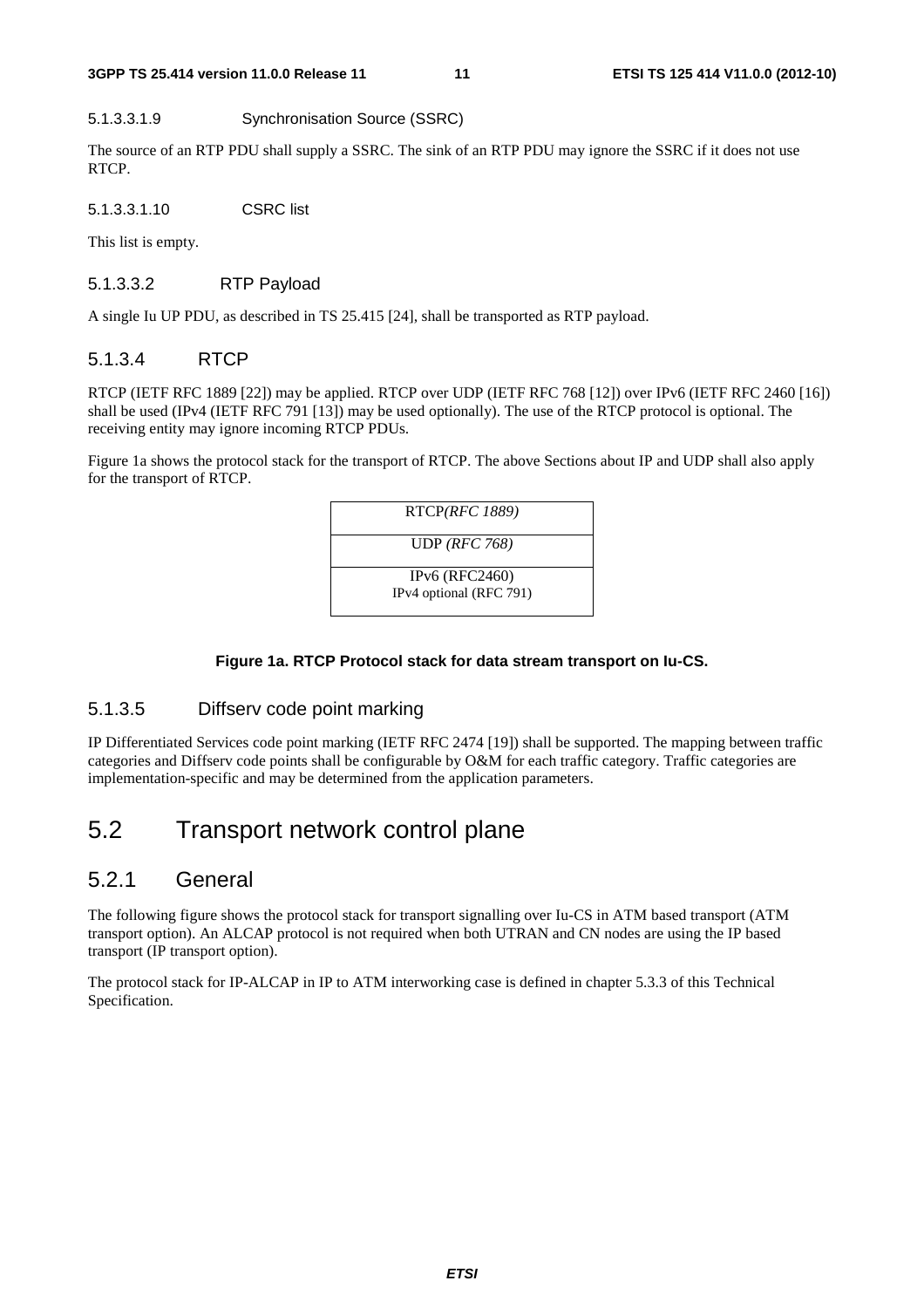##### 5.1.3.3.1.9 Synchronisation Source (SSRC)

The source of an RTP PDU shall supply a SSRC. The sink of an RTP PDU may ignore the SSRC if it does not use RTCP.

##### 5.1.3.3.1.10 CSRC list

This list is empty.

#### 5.1.3.3.2 RTP Payload

A single Iu UP PDU, as described in TS 25.415 [24], shall be transported as RTP payload.

### 5.1.3.4 RTCP

RTCP (IETF RFC 1889 [22]) may be applied. RTCP over UDP (IETF RFC 768 [12]) over IPv6 (IETF RFC 2460 [16]) shall be used (IPv4 (IETF RFC 791 [13]) may be used optionally). The use of the RTCP protocol is optional. The receiving entity may ignore incoming RTCP PDUs.

Figure 1a shows the protocol stack for the transport of RTCP. The above Sections about IP and UDP shall also apply for the transport of RTCP.

| RTCP*(RFC 1889)* |
|---|
| UDP *(RFC 768)* |
| IPv6 (RFC2460)<br>IPv4 optional (RFC 791) |

**Figure 1a. RTCP Protocol stack for data stream transport on Iu-CS.**

### 5.1.3.5 Diffserv code point marking

IP Differentiated Services code point marking (IETF RFC 2474 [19]) shall be supported. The mapping between traffic categories and Diffserv code points shall be configurable by O&M for each traffic category. Traffic categories are implementation-specific and may be determined from the application parameters.

## 5.2 Transport network control plane

### 5.2.1 General

The following figure shows the protocol stack for transport signalling over Iu-CS in ATM based transport (ATM transport option). An ALCAP protocol is not required when both UTRAN and CN nodes are using the IP based transport (IP transport option).

The protocol stack for IP-ALCAP in IP to ATM interworking case is defined in chapter 5.3.3 of this Technical Specification.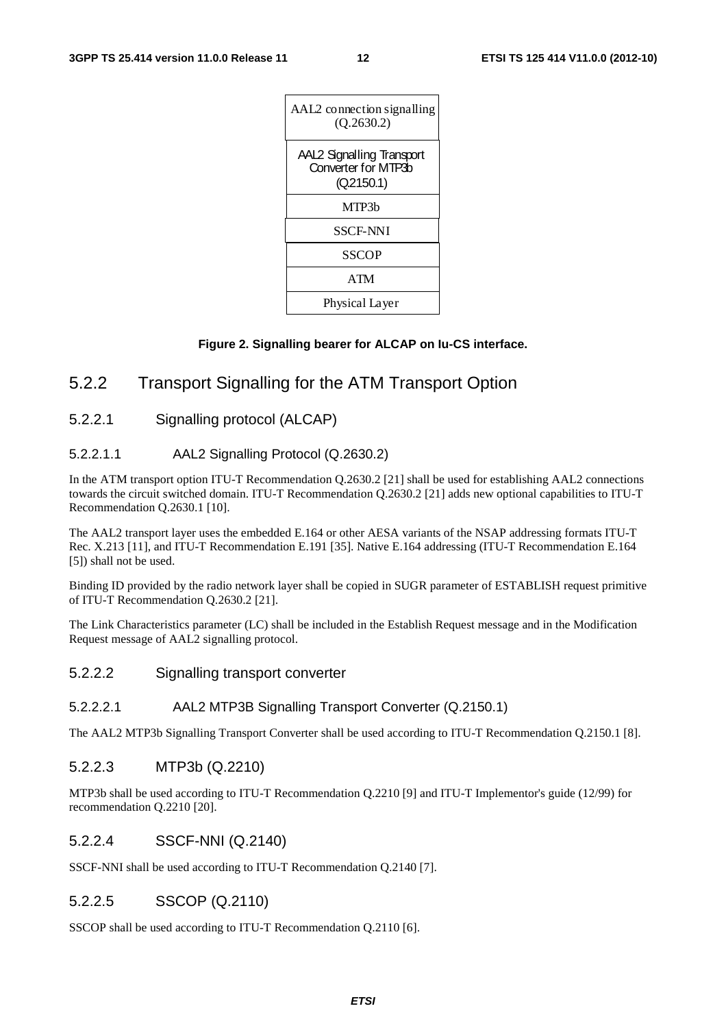| AAL2 connection signalling (Q.2630.2) |
| --- |
| AAL2 Signalling Transport Converter for MTP3b (Q.2150.1) |
| MTP3b |
| SSCF-NNI |
| SSCOP |
| ATM |
| Physical Layer |

**Figure 2. Signalling bearer for ALCAP on Iu-CS interface.**

### 5.2.2 Transport Signalling for the ATM Transport Option

#### 5.2.2.1 Signalling protocol (ALCAP)

##### 5.2.2.1.1 AAL2 Signalling Protocol (Q.2630.2)

In the ATM transport option ITU-T Recommendation Q.2630.2 [21] shall be used for establishing AAL2 connections towards the circuit switched domain. ITU-T Recommendation Q.2630.2 [21] adds new optional capabilities to ITU-T Recommendation Q.2630.1 [10].

The AAL2 transport layer uses the embedded E.164 or other AESA variants of the NSAP addressing formats ITU-T Rec. X.213 [11], and ITU-T Recommendation E.191 [35]. Native E.164 addressing (ITU-T Recommendation E.164 [5]) shall not be used.

Binding ID provided by the radio network layer shall be copied in SUGR parameter of ESTABLISH request primitive of ITU-T Recommendation Q.2630.2 [21].

The Link Characteristics parameter (LC) shall be included in the Establish Request message and in the Modification Request message of AAL2 signalling protocol.

#### 5.2.2.2 Signalling transport converter

##### 5.2.2.2.1 AAL2 MTP3B Signalling Transport Converter (Q.2150.1)

The AAL2 MTP3b Signalling Transport Converter shall be used according to ITU-T Recommendation Q.2150.1 [8].

#### 5.2.2.3 MTP3b (Q.2210)

MTP3b shall be used according to ITU-T Recommendation Q.2210 [9] and ITU-T Implementor's guide (12/99) for recommendation Q.2210 [20].

#### 5.2.2.4 SSCF-NNI (Q.2140)

SSCF-NNI shall be used according to ITU-T Recommendation Q.2140 [7].

#### 5.2.2.5 SSCOP (Q.2110)

SSCOP shall be used according to ITU-T Recommendation Q.2110 [6].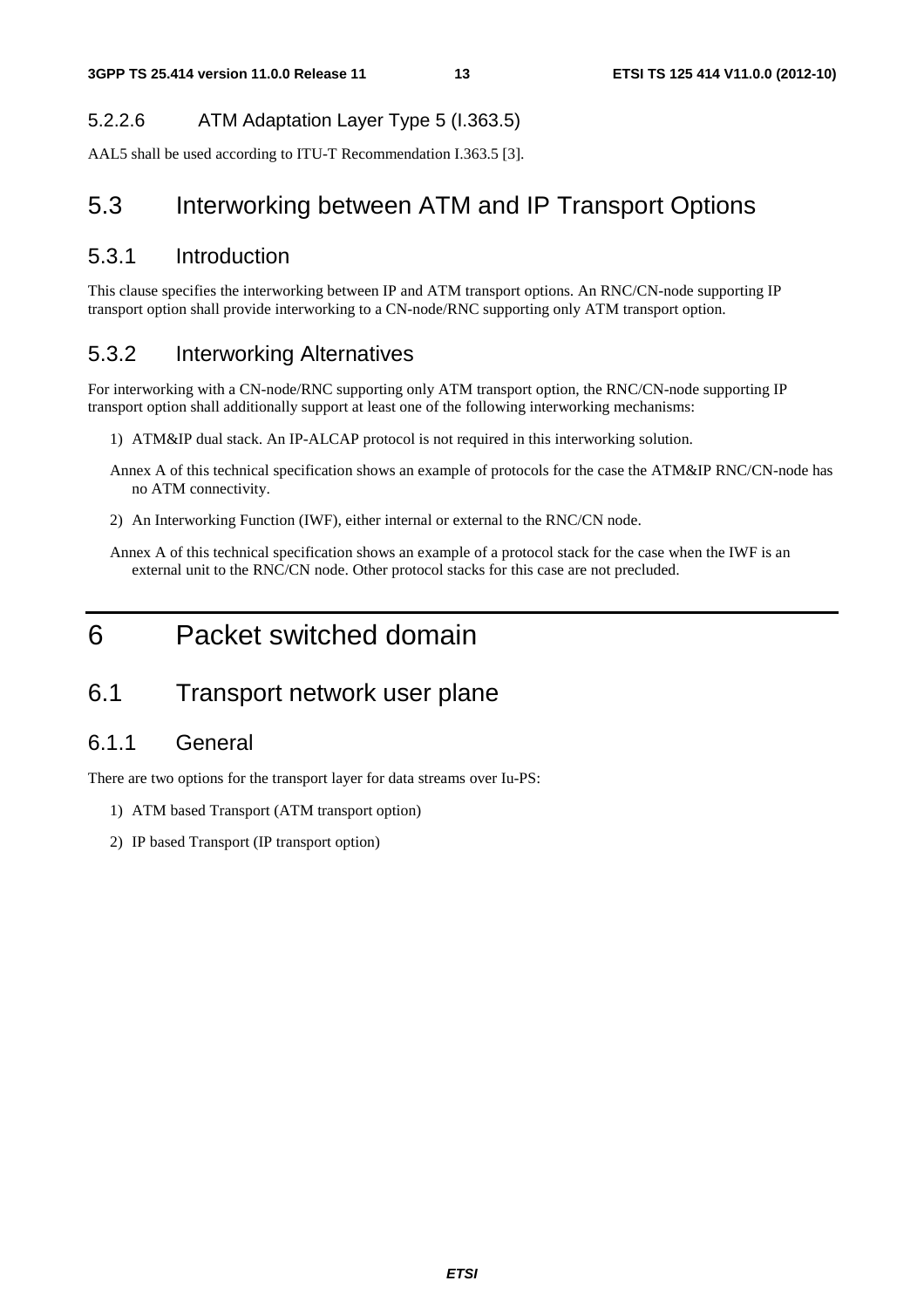#### 5.2.2.6 ATM Adaptation Layer Type 5 (I.363.5)

AAL5 shall be used according to ITU-T Recommendation I.363.5 [3].

## 5.3 Interworking between ATM and IP Transport Options

### 5.3.1 Introduction

This clause specifies the interworking between IP and ATM transport options. An RNC/CN-node supporting IP transport option shall provide interworking to a CN-node/RNC supporting only ATM transport option.

### 5.3.2 Interworking Alternatives

For interworking with a CN-node/RNC supporting only ATM transport option, the RNC/CN-node supporting IP transport option shall additionally support at least one of the following interworking mechanisms:

1) ATM&IP dual stack. An IP-ALCAP protocol is not required in this interworking solution.

   Annex A of this technical specification shows an example of protocols for the case the ATM&IP RNC/CN-node has no ATM connectivity.

2) An Interworking Function (IWF), either internal or external to the RNC/CN node.

   Annex A of this technical specification shows an example of a protocol stack for the case when the IWF is an external unit to the RNC/CN node. Other protocol stacks for this case are not precluded.

# 6 Packet switched domain

## 6.1 Transport network user plane

### 6.1.1 General

There are two options for the transport layer for data streams over Iu-PS:

1) ATM based Transport (ATM transport option)

2) IP based Transport (IP transport option)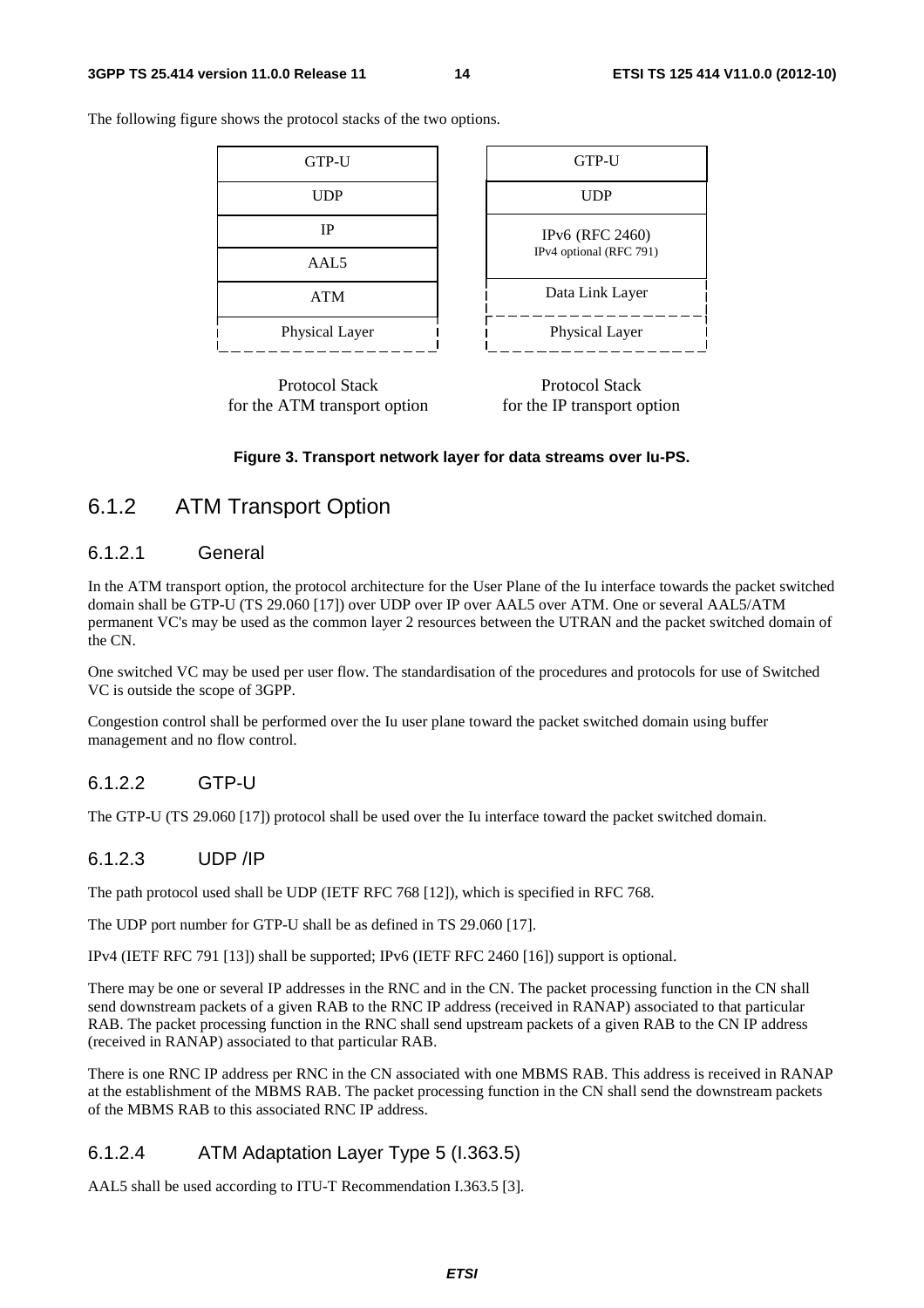The following figure shows the protocol stacks of the two options.

| Protocol Stack for the ATM transport option |
|---|
| GTP-U |
| UDP |
| IP |
| AAL5 |
| ATM |
| Physical Layer |

| Protocol Stack for the IP transport option |
|---|
| GTP-U |
| UDP |
| IPv6 (RFC 2460) IPv4 optional (RFC 791) |
| Data Link Layer |
| Physical Layer |

**Figure 3. Transport network layer for data streams over Iu-PS.**

## 6.1.2 ATM Transport Option

### 6.1.2.1 General

In the ATM transport option, the protocol architecture for the User Plane of the Iu interface towards the packet switched domain shall be GTP-U (TS 29.060 [17]) over UDP over IP over AAL5 over ATM. One or several AAL5/ATM permanent VC's may be used as the common layer 2 resources between the UTRAN and the packet switched domain of the CN.

One switched VC may be used per user flow. The standardisation of the procedures and protocols for use of Switched VC is outside the scope of 3GPP.

Congestion control shall be performed over the Iu user plane toward the packet switched domain using buffer management and no flow control.

### 6.1.2.2 GTP-U

The GTP-U (TS 29.060 [17]) protocol shall be used over the Iu interface toward the packet switched domain.

### 6.1.2.3 UDP /IP

The path protocol used shall be UDP (IETF RFC 768 [12]), which is specified in RFC 768.

The UDP port number for GTP-U shall be as defined in TS 29.060 [17].

IPv4 (IETF RFC 791 [13]) shall be supported; IPv6 (IETF RFC 2460 [16]) support is optional.

There may be one or several IP addresses in the RNC and in the CN. The packet processing function in the CN shall send downstream packets of a given RAB to the RNC IP address (received in RANAP) associated to that particular RAB. The packet processing function in the RNC shall send upstream packets of a given RAB to the CN IP address (received in RANAP) associated to that particular RAB.

There is one RNC IP address per RNC in the CN associated with one MBMS RAB. This address is received in RANAP at the establishment of the MBMS RAB. The packet processing function in the CN shall send the downstream packets of the MBMS RAB to this associated RNC IP address.

### 6.1.2.4 ATM Adaptation Layer Type 5 (I.363.5)

AAL5 shall be used according to ITU-T Recommendation I.363.5 [3].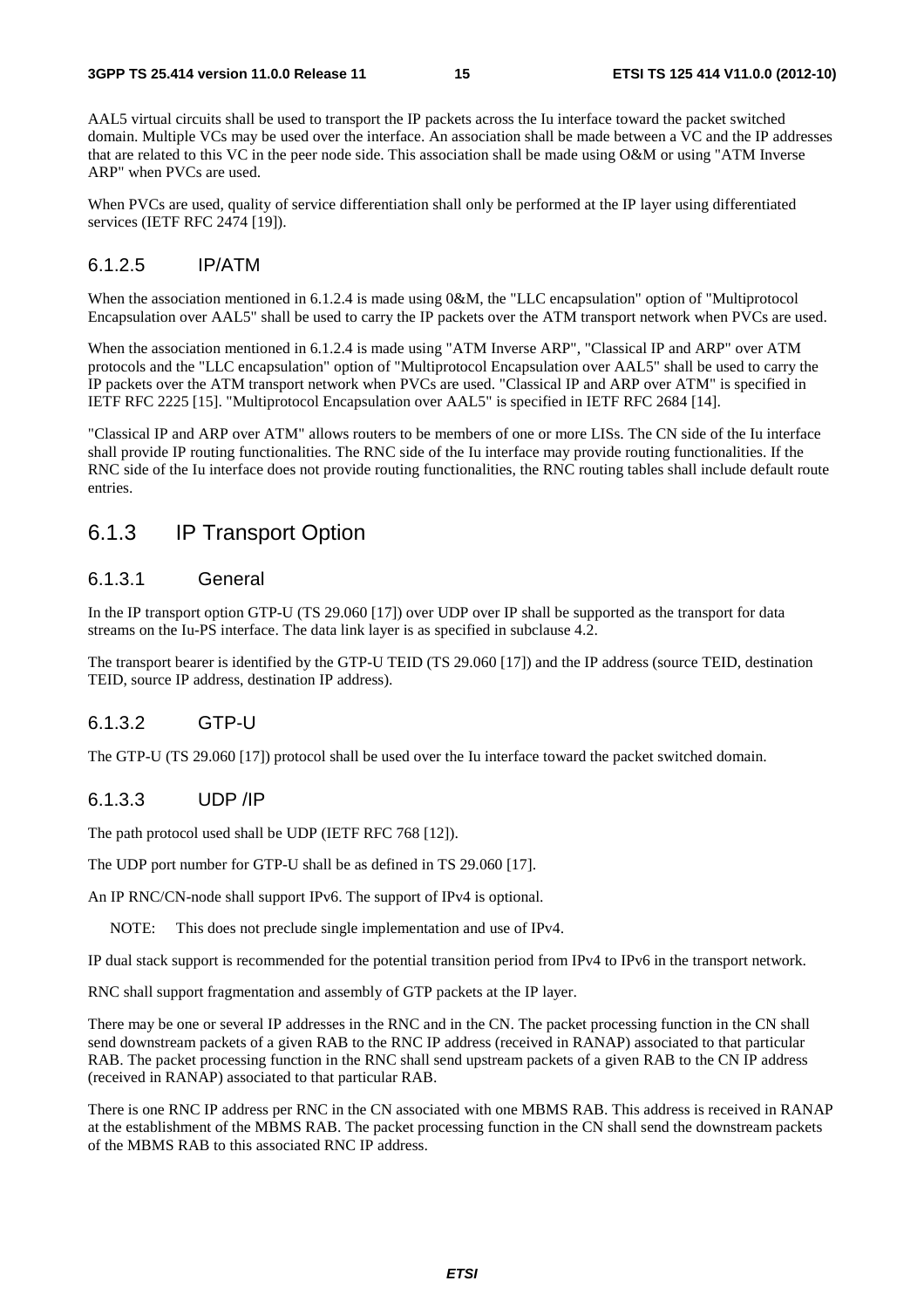AAL5 virtual circuits shall be used to transport the IP packets across the Iu interface toward the packet switched domain. Multiple VCs may be used over the interface. An association shall be made between a VC and the IP addresses that are related to this VC in the peer node side. This association shall be made using O&M or using "ATM Inverse ARP" when PVCs are used.

When PVCs are used, quality of service differentiation shall only be performed at the IP layer using differentiated services (IETF RFC 2474 [19]).

#### 6.1.2.5 IP/ATM

When the association mentioned in 6.1.2.4 is made using 0&M, the "LLC encapsulation" option of "Multiprotocol Encapsulation over AAL5" shall be used to carry the IP packets over the ATM transport network when PVCs are used.

When the association mentioned in 6.1.2.4 is made using "ATM Inverse ARP", "Classical IP and ARP" over ATM protocols and the "LLC encapsulation" option of "Multiprotocol Encapsulation over AAL5" shall be used to carry the IP packets over the ATM transport network when PVCs are used. "Classical IP and ARP over ATM" is specified in IETF RFC 2225 [15]. "Multiprotocol Encapsulation over AAL5" is specified in IETF RFC 2684 [14].

"Classical IP and ARP over ATM" allows routers to be members of one or more LISs. The CN side of the Iu interface shall provide IP routing functionalities. The RNC side of the Iu interface may provide routing functionalities. If the RNC side of the Iu interface does not provide routing functionalities, the RNC routing tables shall include default route entries.

### 6.1.3 IP Transport Option

#### 6.1.3.1 General

In the IP transport option GTP-U (TS 29.060 [17]) over UDP over IP shall be supported as the transport for data streams on the Iu-PS interface. The data link layer is as specified in subclause 4.2.

The transport bearer is identified by the GTP-U TEID (TS 29.060 [17]) and the IP address (source TEID, destination TEID, source IP address, destination IP address).

#### 6.1.3.2 GTP-U

The GTP-U (TS 29.060 [17]) protocol shall be used over the Iu interface toward the packet switched domain.

#### 6.1.3.3 UDP /IP

The path protocol used shall be UDP (IETF RFC 768 [12]).

The UDP port number for GTP-U shall be as defined in TS 29.060 [17].

An IP RNC/CN-node shall support IPv6. The support of IPv4 is optional.

NOTE: This does not preclude single implementation and use of IPv4.

IP dual stack support is recommended for the potential transition period from IPv4 to IPv6 in the transport network.

RNC shall support fragmentation and assembly of GTP packets at the IP layer.

There may be one or several IP addresses in the RNC and in the CN. The packet processing function in the CN shall send downstream packets of a given RAB to the RNC IP address (received in RANAP) associated to that particular RAB. The packet processing function in the RNC shall send upstream packets of a given RAB to the CN IP address (received in RANAP) associated to that particular RAB.

There is one RNC IP address per RNC in the CN associated with one MBMS RAB. This address is received in RANAP at the establishment of the MBMS RAB. The packet processing function in the CN shall send the downstream packets of the MBMS RAB to this associated RNC IP address.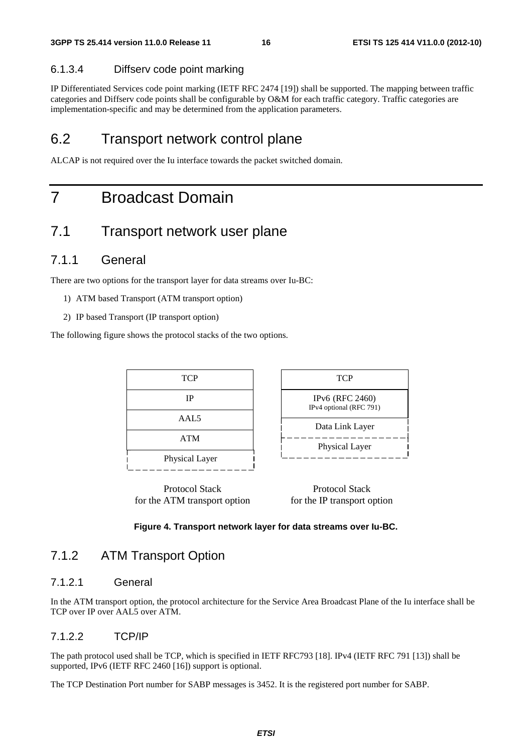#### 6.1.3.4 Diffserv code point marking

IP Differentiated Services code point marking (IETF RFC 2474 [19]) shall be supported. The mapping between traffic categories and Diffserv code points shall be configurable by O&M for each traffic category. Traffic categories are implementation-specific and may be determined from the application parameters.

## 6.2 Transport network control plane

ALCAP is not required over the Iu interface towards the packet switched domain.

# 7 Broadcast Domain

## 7.1 Transport network user plane

### 7.1.1 General

There are two options for the transport layer for data streams over Iu-BC:

1) ATM based Transport (ATM transport option)

2) IP based Transport (IP transport option)

The following figure shows the protocol stacks of the two options.

| Protocol Stack for the ATM transport option |
|---|
| TCP |
| IP |
| AAL5 |
| ATM |
| Physical Layer |

| Protocol Stack for the IP transport option |
|---|
| TCP |
| IPv6 (RFC 2460)<br>IPv4 optional (RFC 791) |
| Data Link Layer |
| Physical Layer |

**Figure 4. Transport network layer for data streams over Iu-BC.**

### 7.1.2 ATM Transport Option

#### 7.1.2.1 General

In the ATM transport option, the protocol architecture for the Service Area Broadcast Plane of the Iu interface shall be TCP over IP over AAL5 over ATM.

#### 7.1.2.2 TCP/IP

The path protocol used shall be TCP, which is specified in IETF RFC793 [18]. IPv4 (IETF RFC 791 [13]) shall be supported, IPv6 (IETF RFC 2460 [16]) support is optional.

The TCP Destination Port number for SABP messages is 3452. It is the registered port number for SABP.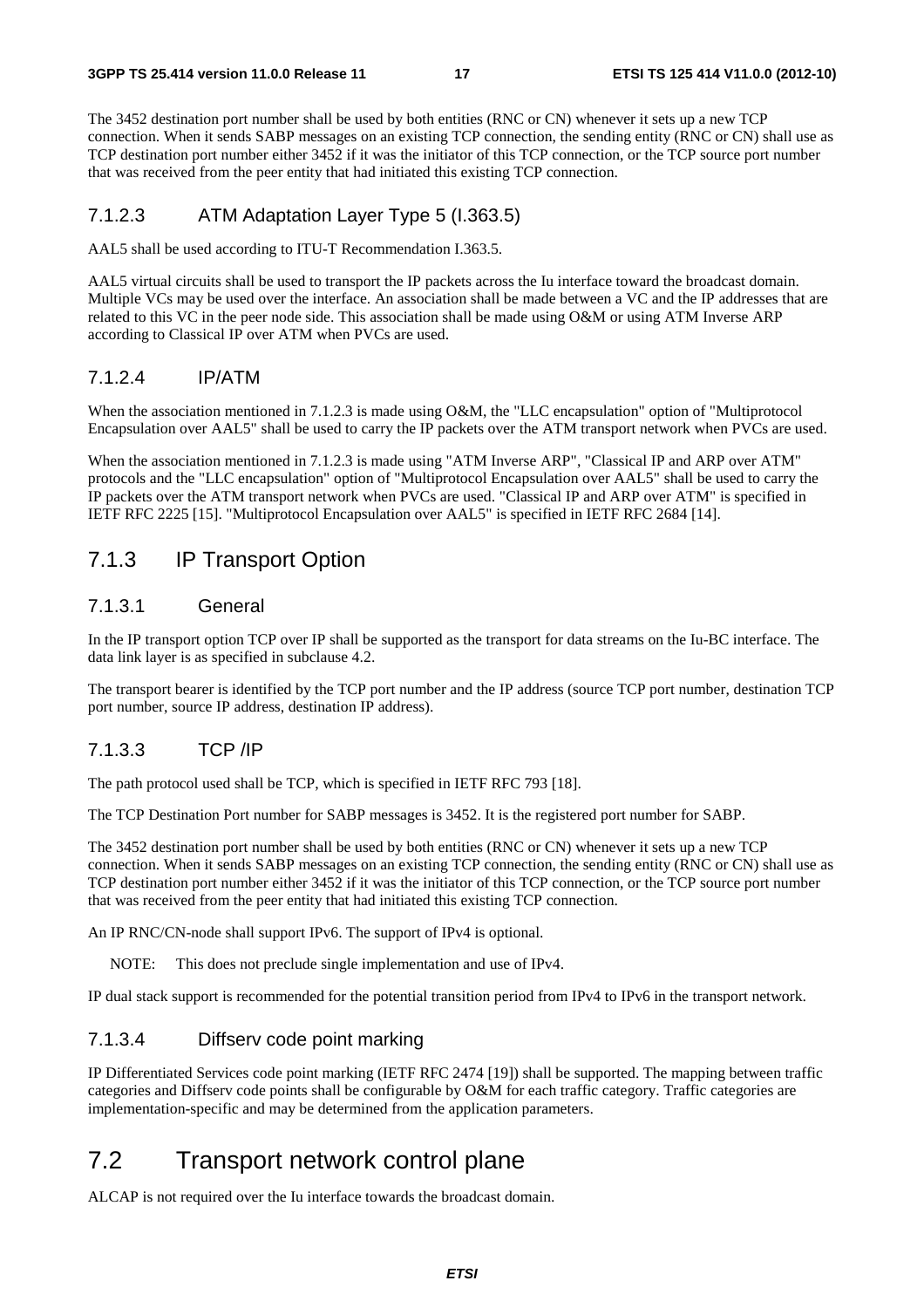The 3452 destination port number shall be used by both entities (RNC or CN) whenever it sets up a new TCP connection. When it sends SABP messages on an existing TCP connection, the sending entity (RNC or CN) shall use as TCP destination port number either 3452 if it was the initiator of this TCP connection, or the TCP source port number that was received from the peer entity that had initiated this existing TCP connection.

#### 7.1.2.3 ATM Adaptation Layer Type 5 (I.363.5)

AAL5 shall be used according to ITU-T Recommendation I.363.5.

AAL5 virtual circuits shall be used to transport the IP packets across the Iu interface toward the broadcast domain. Multiple VCs may be used over the interface. An association shall be made between a VC and the IP addresses that are related to this VC in the peer node side. This association shall be made using O&M or using ATM Inverse ARP according to Classical IP over ATM when PVCs are used.

#### 7.1.2.4 IP/ATM

When the association mentioned in 7.1.2.3 is made using O&M, the "LLC encapsulation" option of "Multiprotocol Encapsulation over AAL5" shall be used to carry the IP packets over the ATM transport network when PVCs are used.

When the association mentioned in 7.1.2.3 is made using "ATM Inverse ARP", "Classical IP and ARP over ATM" protocols and the "LLC encapsulation" option of "Multiprotocol Encapsulation over AAL5" shall be used to carry the IP packets over the ATM transport network when PVCs are used. "Classical IP and ARP over ATM" is specified in IETF RFC 2225 [15]. "Multiprotocol Encapsulation over AAL5" is specified in IETF RFC 2684 [14].

### 7.1.3 IP Transport Option

#### 7.1.3.1 General

In the IP transport option TCP over IP shall be supported as the transport for data streams on the Iu-BC interface. The data link layer is as specified in subclause 4.2.

The transport bearer is identified by the TCP port number and the IP address (source TCP port number, destination TCP port number, source IP address, destination IP address).

#### 7.1.3.3 TCP /IP

The path protocol used shall be TCP, which is specified in IETF RFC 793 [18].

The TCP Destination Port number for SABP messages is 3452. It is the registered port number for SABP.

The 3452 destination port number shall be used by both entities (RNC or CN) whenever it sets up a new TCP connection. When it sends SABP messages on an existing TCP connection, the sending entity (RNC or CN) shall use as TCP destination port number either 3452 if it was the initiator of this TCP connection, or the TCP source port number that was received from the peer entity that had initiated this existing TCP connection.

An IP RNC/CN-node shall support IPv6. The support of IPv4 is optional.

NOTE: This does not preclude single implementation and use of IPv4.

IP dual stack support is recommended for the potential transition period from IPv4 to IPv6 in the transport network.

#### 7.1.3.4 Diffserv code point marking

IP Differentiated Services code point marking (IETF RFC 2474 [19]) shall be supported. The mapping between traffic categories and Diffserv code points shall be configurable by O&M for each traffic category. Traffic categories are implementation-specific and may be determined from the application parameters.

## 7.2 Transport network control plane

ALCAP is not required over the Iu interface towards the broadcast domain.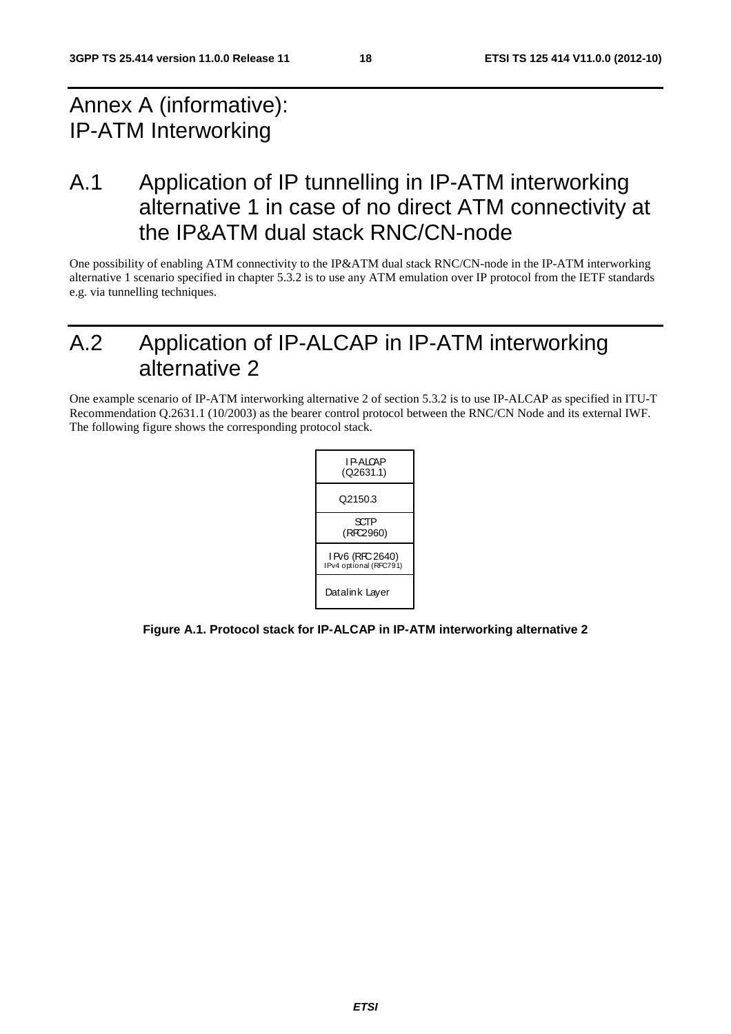# Annex A (informative): IP-ATM Interworking

## A.1 Application of IP tunnelling in IP-ATM interworking alternative 1 in case of no direct ATM connectivity at the IP&ATM dual stack RNC/CN-node

One possibility of enabling ATM connectivity to the IP&ATM dual stack RNC/CN-node in the IP-ATM interworking alternative 1 scenario specified in chapter 5.3.2 is to use any ATM emulation over IP protocol from the IETF standards e.g. via tunnelling techniques.

## A.2 Application of IP-ALCAP in IP-ATM interworking alternative 2

One example scenario of IP-ATM interworking alternative 2 of section 5.3.2 is to use IP-ALCAP as specified in ITU-T Recommendation Q.2631.1 (10/2003) as the bearer control protocol between the RNC/CN Node and its external IWF. The following figure shows the corresponding protocol stack.

| IP-ALCAP (Q2631.1) |
|---|
| Q2150.3 |
| SCTP (RFC2960) |
| IPv6 (RFC 2640) IPv4 optional (RFC791) |
| Datalink Layer |

**Figure A.1. Protocol stack for IP-ALCAP in IP-ATM interworking alternative 2**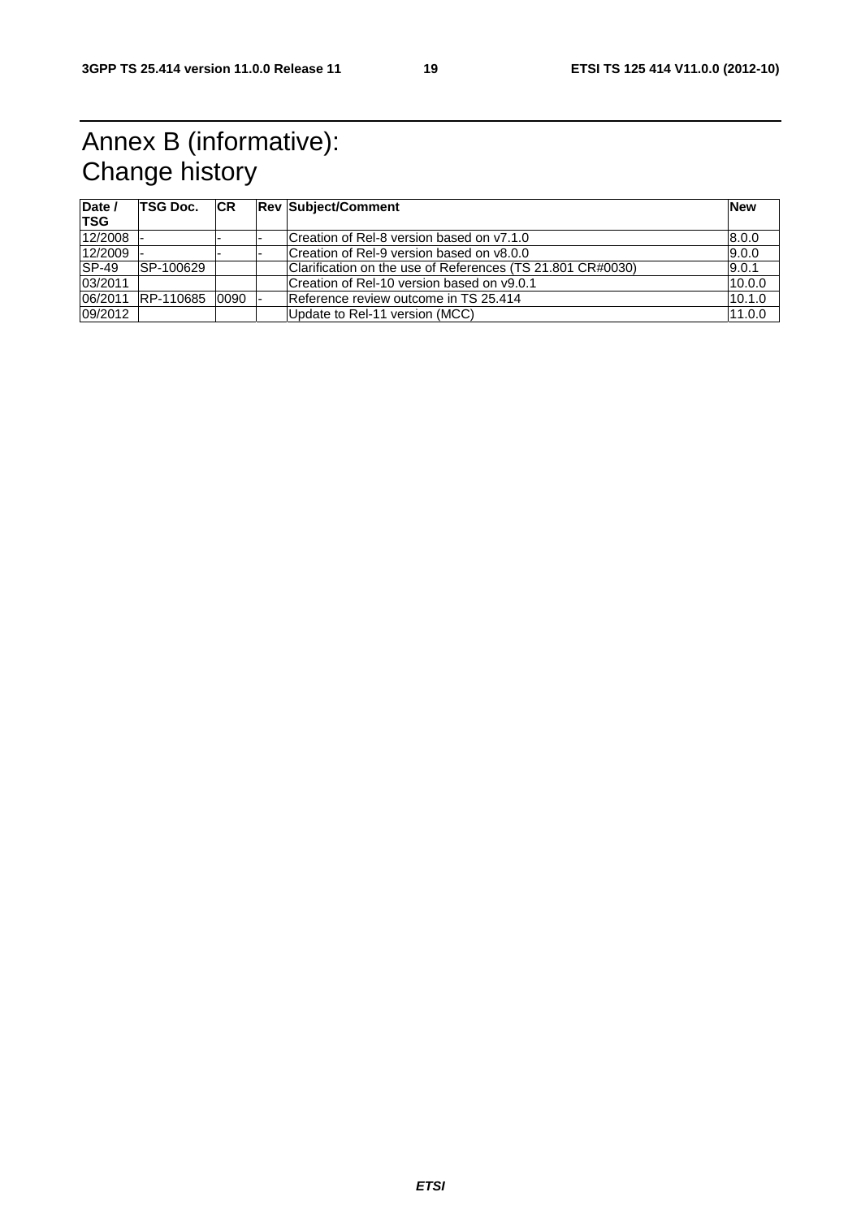# Annex B (informative): Change history

| Date / TSG | TSG Doc. | CR | Rev | Subject/Comment | New |
|---|---|---|---|---|---|
| 12/2008 | - | - | - | Creation of Rel-8 version based on v7.1.0 | 8.0.0 |
| 12/2009 | - | - | - | Creation of Rel-9 version based on v8.0.0 | 9.0.0 |
| SP-49 | SP-100629 | | | Clarification on the use of References (TS 21.801 CR#0030) | 9.0.1 |
| 03/2011 | | | | Creation of Rel-10 version based on v9.0.1 | 10.0.0 |
| 06/2011 | RP-110685 | 0090 | - | Reference review outcome in TS 25.414 | 10.1.0 |
| 09/2012 | | | | Update to Rel-11 version (MCC) | 11.0.0 |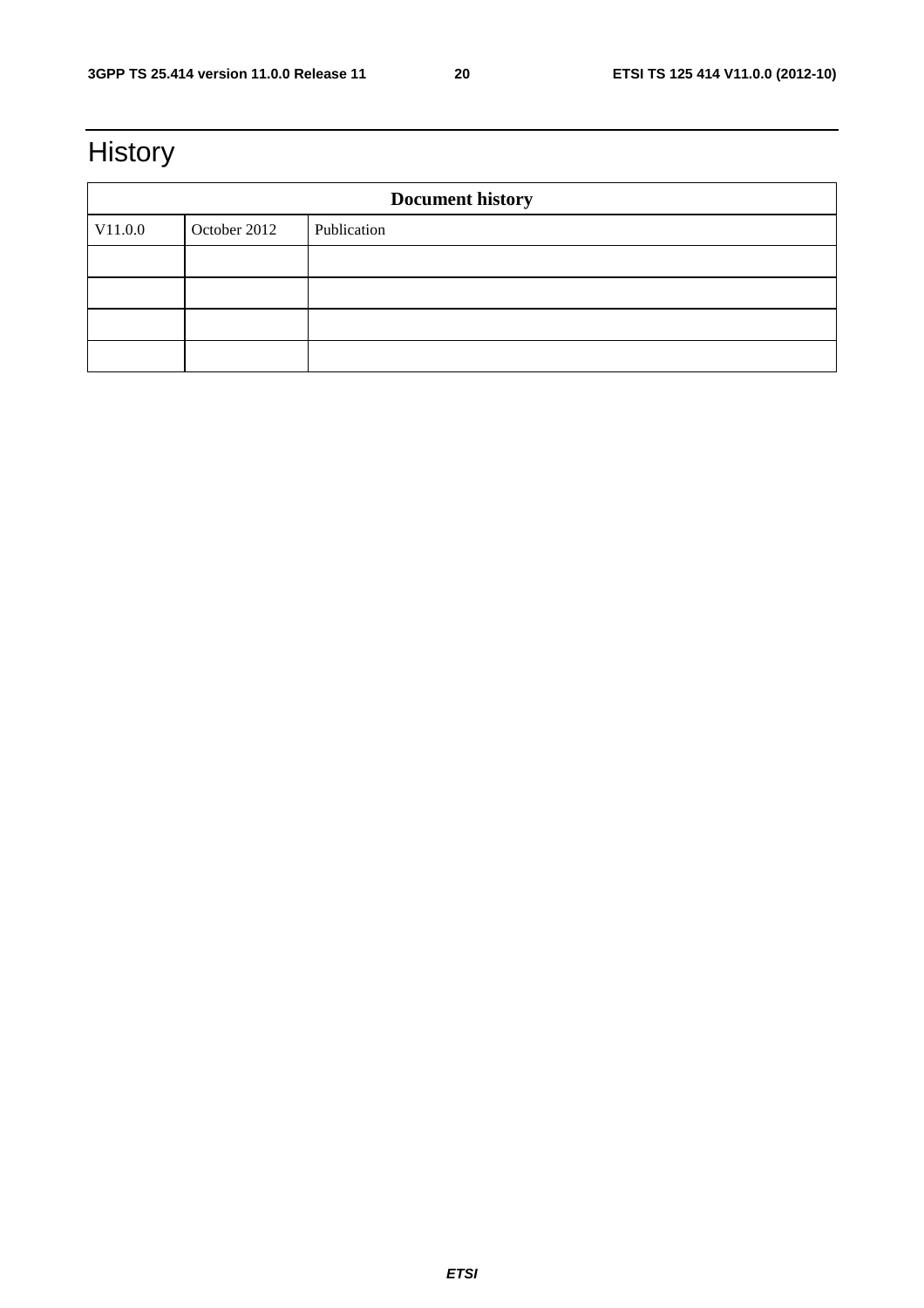# History

| Document history | | |
|---|---|---|
| V11.0.0 | October 2012 | Publication |
| | | |
| | | |
| | | |
| | | |